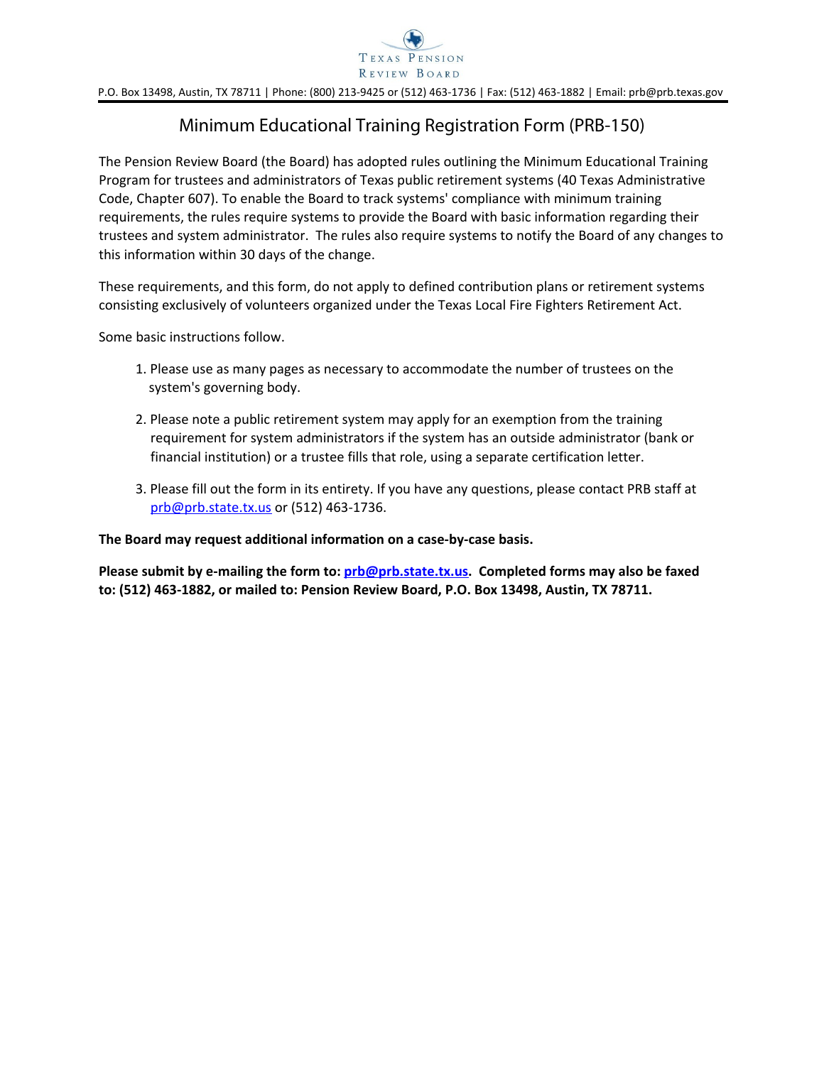Texas Pension Review Board

P.O. Box 13498, Austin, TX 78711 | Phone: (800) 213-9425 or (512) 463-1736 | Fax: (512) 463-1882 | Email: prb@prb.texas.gov

# Minimum Educational Training Registration Form (PRB-150)

The Pension Review Board (the Board) has adopted rules outlining the Minimum Educational Training Program for trustees and administrators of Texas public retirement systems (40 Texas Administrative Code, Chapter 607). To enable the Board to track systems' compliance with minimum training requirements, the rules require systems to provide the Board with basic information regarding their trustees and system administrator. The rules also require systems to notify the Board of any changes to this information within 30 days of the change.

These requirements, and this form, do not apply to defined contribution plans or retirement systems consisting exclusively of volunteers organized under the Texas Local Fire Fighters Retirement Act.

Some basic instructions follow.

1. Please use as many pages as necessary to accommodate the number of trustees on the system's governing body.
2. Please note a public retirement system may apply for an exemption from the training requirement for system administrators if the system has an outside administrator (bank or financial institution) or a trustee fills that role, using a separate certification letter.
3. Please fill out the form in its entirety. If you have any questions, please contact PRB staff at prb@prb.state.tx.us or (512) 463-1736.

**The Board may request additional information on a case-by-case basis.**

**Please submit by e-mailing the form to: prb@prb.state.tx.us. Completed forms may also be faxed to: (512) 463-1882, or mailed to: Pension Review Board, P.O. Box 13498, Austin, TX 78711.**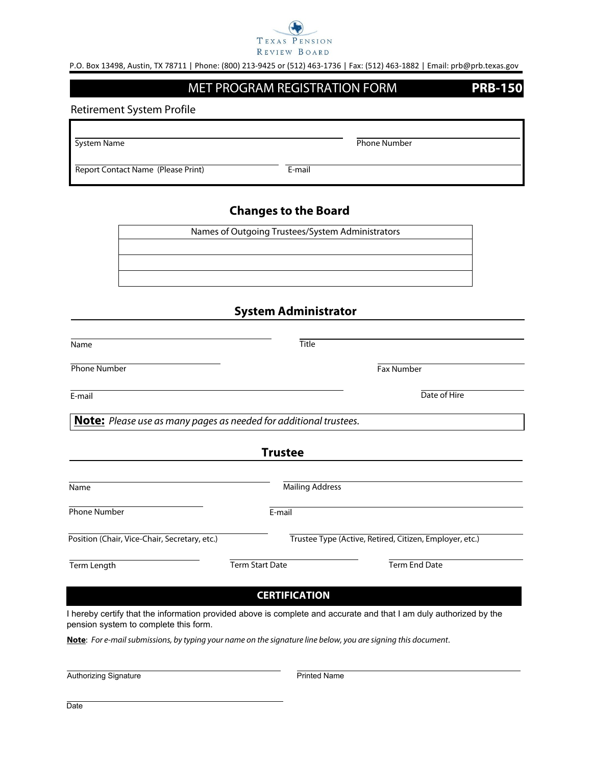Texas Pension Review Board

P.O. Box 13498, Austin, TX 78711 | Phone: (800) 213-9425 or (512) 463-1736 | Fax: (512) 463-1882 | Email: prb@prb.texas.gov

# MET PROGRAM REGISTRATION FORM **PRB-150**

Retirement System Profile

System Name ______________________ Phone Number ______________________

Report Contact Name (Please Print) ______________________ E-mail ______________________

## Changes to the Board

| Names of Outgoing Trustees/System Administrators |
|---|
| |
| |
| |

## System Administrator

Name ______________________ Title ______________________

Phone Number ______________________ Fax Number ______________________

E-mail ______________________ Date of Hire ______________________

**Note:** *Please use as many pages as needed for additional trustees.*

## Trustee

Name ______________________ Mailing Address ______________________

Phone Number ______________________ E-mail ______________________

Position (Chair, Vice-Chair, Secretary, etc.) ______________________ Trustee Type (Active, Retired, Citizen, Employer, etc.) ______________________

Term Length ______________________ Term Start Date ______________________ Term End Date ______________________

## CERTIFICATION

I hereby certify that the information provided above is complete and accurate and that I am duly authorized by the pension system to complete this form.

**Note**: *For e-mail submissions, by typing your name on the signature line below, you are signing this document*.

Authorizing Signature ______________________ Printed Name ______________________

Date ______________________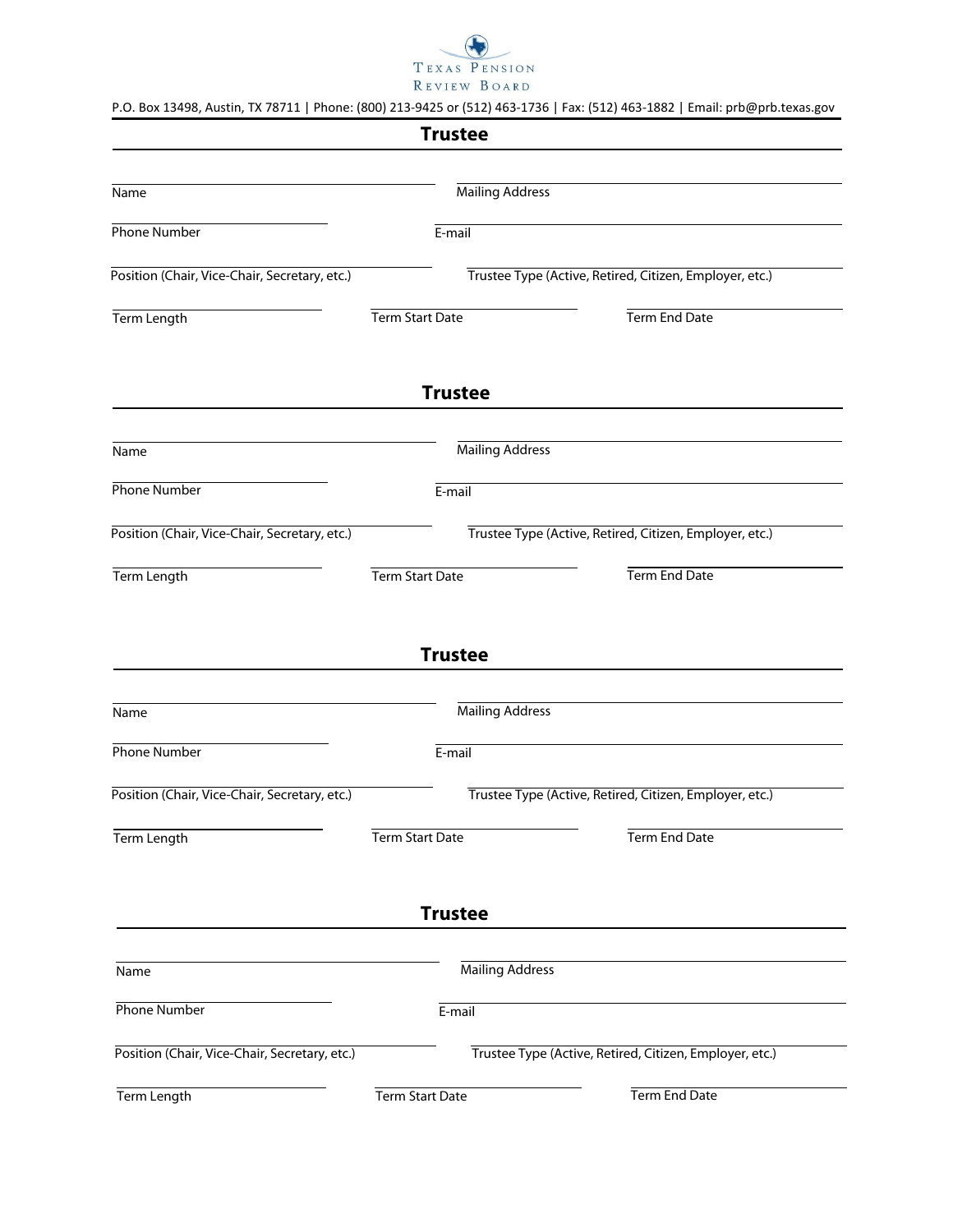Texas Pension Review Board

P.O. Box 13498, Austin, TX 78711 | Phone: (800) 213-9425 or (512) 463-1736 | Fax: (512) 463-1882 | Email: prb@prb.texas.gov

## Trustee

Name ______________________ Mailing Address ______________________

Phone Number ______________________ E-mail ______________________

Position (Chair, Vice-Chair, Secretary, etc.) ______________________ Trustee Type (Active, Retired, Citizen, Employer, etc.) ______________________

Term Length ______________________ Term Start Date ______________________ Term End Date ______________________

## Trustee

Name ______________________ Mailing Address ______________________

Phone Number ______________________ E-mail ______________________

Position (Chair, Vice-Chair, Secretary, etc.) ______________________ Trustee Type (Active, Retired, Citizen, Employer, etc.) ______________________

Term Length ______________________ Term Start Date ______________________ Term End Date ______________________

## Trustee

Name ______________________ Mailing Address ______________________

Phone Number ______________________ E-mail ______________________

Position (Chair, Vice-Chair, Secretary, etc.) ______________________ Trustee Type (Active, Retired, Citizen, Employer, etc.) ______________________

Term Length ______________________ Term Start Date ______________________ Term End Date ______________________

## Trustee

Name ______________________ Mailing Address ______________________

Phone Number ______________________ E-mail ______________________

Position (Chair, Vice-Chair, Secretary, etc.) ______________________ Trustee Type (Active, Retired, Citizen, Employer, etc.) ______________________

Term Length ______________________ Term Start Date ______________________ Term End Date ______________________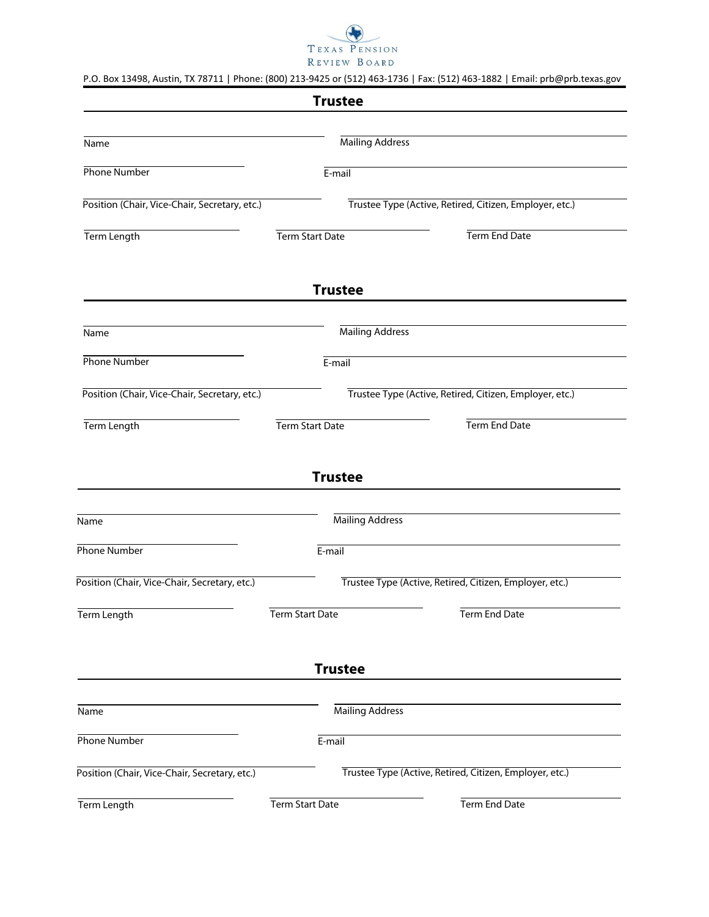Texas Pension Review Board

P.O. Box 13498, Austin, TX 78711 | Phone: (800) 213-9425 or (512) 463-1736 | Fax: (512) 463-1882 | Email: prb@prb.texas.gov

## Trustee

Name

Mailing Address

Phone Number

E-mail

Position (Chair, Vice-Chair, Secretary, etc.)

Trustee Type (Active, Retired, Citizen, Employer, etc.)

Term Length

Term Start Date

Term End Date

## Trustee

Name

Mailing Address

Phone Number

E-mail

Position (Chair, Vice-Chair, Secretary, etc.)

Trustee Type (Active, Retired, Citizen, Employer, etc.)

Term Length

Term Start Date

Term End Date

## Trustee

Name

Mailing Address

Phone Number

E-mail

Position (Chair, Vice-Chair, Secretary, etc.)

Trustee Type (Active, Retired, Citizen, Employer, etc.)

Term Length

Term Start Date

Term End Date

## Trustee

Name

Mailing Address

Phone Number

E-mail

Position (Chair, Vice-Chair, Secretary, etc.)

Trustee Type (Active, Retired, Citizen, Employer, etc.)

Term Length

Term Start Date

Term End Date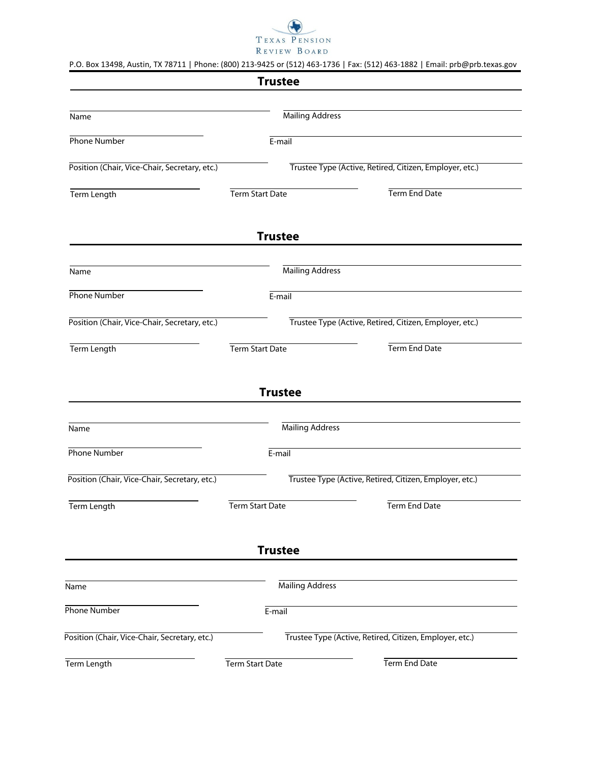Texas Pension Review Board

P.O. Box 13498, Austin, TX 78711 | Phone: (800) 213-9425 or (512) 463-1736 | Fax: (512) 463-1882 | Email: prb@prb.texas.gov

## Trustee

Name

Mailing Address

Phone Number

E-mail

Position (Chair, Vice-Chair, Secretary, etc.)

Trustee Type (Active, Retired, Citizen, Employer, etc.)

Term Length

Term Start Date

Term End Date

## Trustee

Name

Mailing Address

Phone Number

E-mail

Position (Chair, Vice-Chair, Secretary, etc.)

Trustee Type (Active, Retired, Citizen, Employer, etc.)

Term Length

Term Start Date

Term End Date

## Trustee

Name

Mailing Address

Phone Number

E-mail

Position (Chair, Vice-Chair, Secretary, etc.)

Trustee Type (Active, Retired, Citizen, Employer, etc.)

Term Length

Term Start Date

Term End Date

## Trustee

Name

Mailing Address

Phone Number

E-mail

Position (Chair, Vice-Chair, Secretary, etc.)

Trustee Type (Active, Retired, Citizen, Employer, etc.)

Term Length

Term Start Date

Term End Date